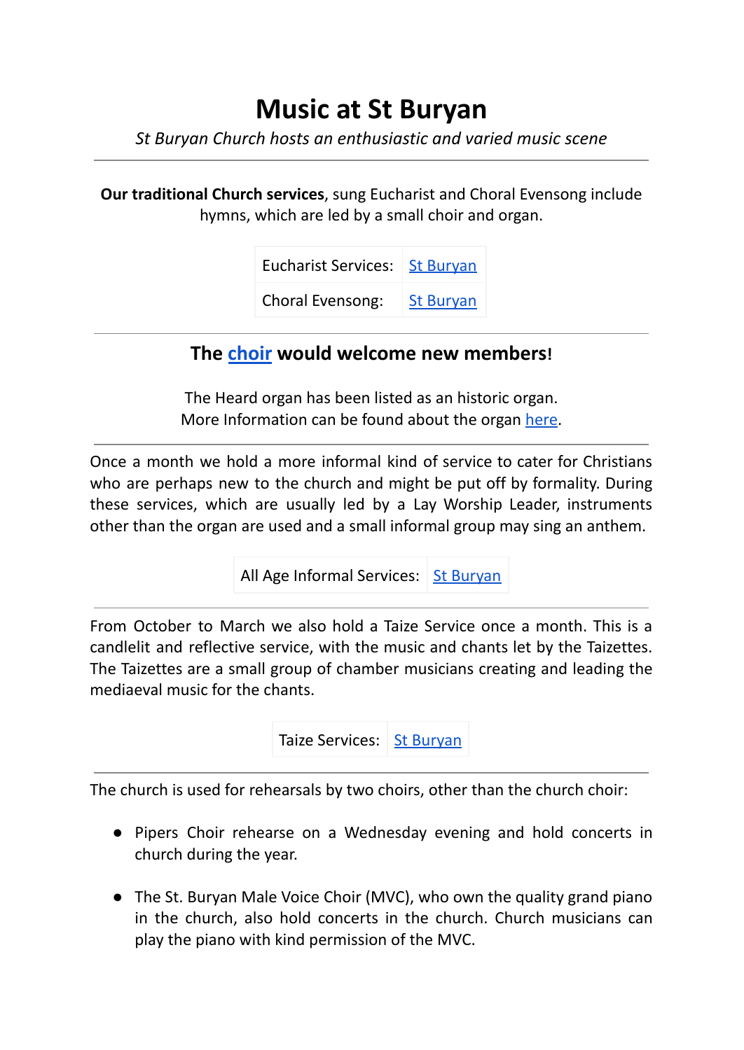# Music at St Buryan

*St Buryan Church hosts an enthusiastic and varied music scene*

---

**Our traditional Church services**, sung Eucharist and Choral Evensong include hymns, which are led by a small choir and organ.

| | |
|---|---|
| Eucharist Services: | St Buryan |
| Choral Evensong: | St Buryan |

---

## The choir would welcome new members!

The Heard organ has been listed as an historic organ.
More Information can be found about the organ here.

---

Once a month we hold a more informal kind of service to cater for Christians who are perhaps new to the church and might be put off by formality. During these services, which are usually led by a Lay Worship Leader, instruments other than the organ are used and a small informal group may sing an anthem.

| | |
|---|---|
| All Age Informal Services: | St Buryan |

---

From October to March we also hold a Taize Service once a month. This is a candlelit and reflective service, with the music and chants let by the Taizettes. The Taizettes are a small group of chamber musicians creating and leading the mediaeval music for the chants.

| | |
|---|---|
| Taize Services: | St Buryan |

---

The church is used for rehearsals by two choirs, other than the church choir:

- Pipers Choir rehearse on a Wednesday evening and hold concerts in church during the year.
- The St. Buryan Male Voice Choir (MVC), who own the quality grand piano in the church, also hold concerts in the church. Church musicians can play the piano with kind permission of the MVC.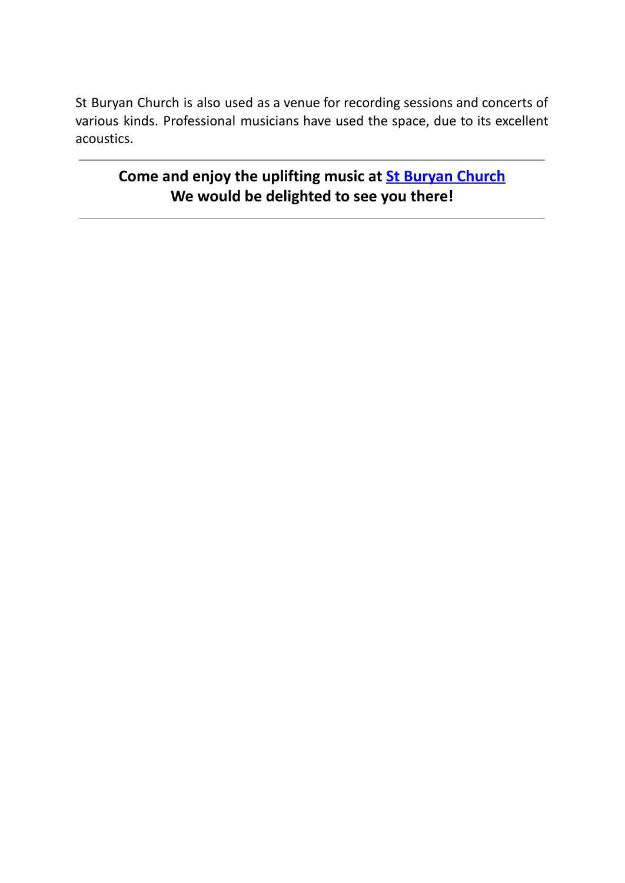St Buryan Church is also used as a venue for recording sessions and concerts of various kinds. Professional musicians have used the space, due to its excellent acoustics.

---

**Come and enjoy the uplifting music at St Buryan Church**
**We would be delighted to see you there!**

---